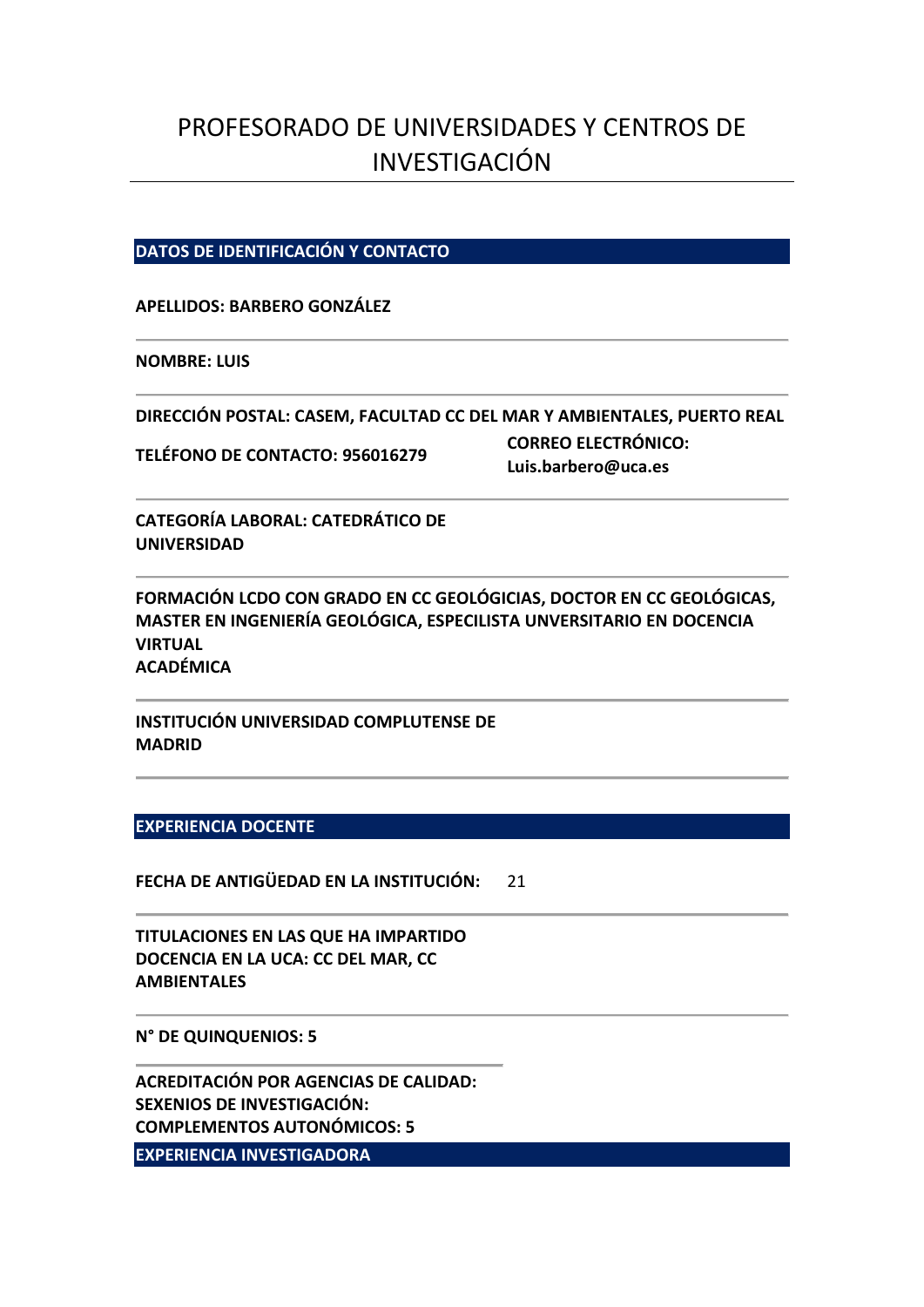# PROFESORADO DE UNIVERSIDADES Y CENTROS DE INVESTIGACIÓN

## DATOS DE IDENTIFICACIÓN Y CONTACTO

**APELLIDOS: BARBERO GONZÁLEZ**

**NOMBRE: LUIS**

**DIRECCIÓN POSTAL: CASEM, FACULTAD CC DEL MAR Y AMBIENTALES, PUERTO REAL**

**TELÉFONO DE CONTACTO: 956016279**

**CORREO ELECTRÓNICO: Luis.barbero@uca.es**

**CATEGORÍA LABORAL: CATEDRÁTICO DE UNIVERSIDAD**

**FORMACIÓN ACADÉMICA LCDO CON GRADO EN CC GEOLÓGICIAS, DOCTOR EN CC GEOLÓGICAS, MASTER EN INGENIERÍA GEOLÓGICA, ESPECILISTA UNVERSITARIO EN DOCENCIA VIRTUAL**

**INSTITUCIÓN UNIVERSIDAD COMPLUTENSE DE MADRID**

## EXPERIENCIA DOCENTE

**FECHA DE ANTIGÜEDAD EN LA INSTITUCIÓN:** 21

**TITULACIONES EN LAS QUE HA IMPARTIDO DOCENCIA EN LA UCA: CC DEL MAR, CC AMBIENTALES**

**N° DE QUINQUENIOS: 5**

**ACREDITACIÓN POR AGENCIAS DE CALIDAD:**
**SEXENIOS DE INVESTIGACIÓN:**
**COMPLEMENTOS AUTONÓMICOS: 5**

## EXPERIENCIA INVESTIGADORA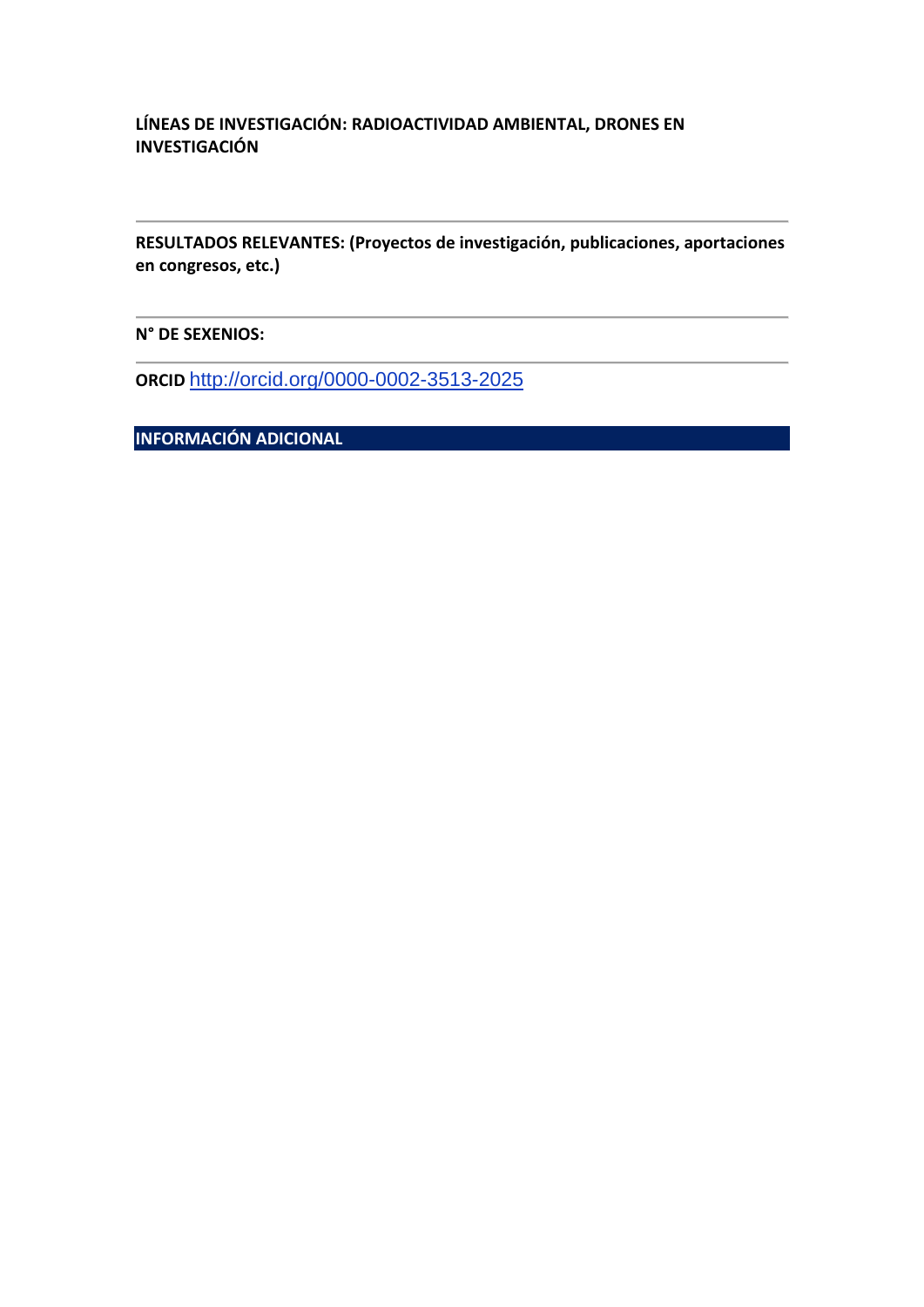**LÍNEAS DE INVESTIGACIÓN: RADIOACTIVIDAD AMBIENTAL, DRONES EN INVESTIGACIÓN**

---

**RESULTADOS RELEVANTES: (Proyectos de investigación, publicaciones, aportaciones en congresos, etc.)**

---

**N° DE SEXENIOS:**

---

**ORCID** http://orcid.org/0000-0002-3513-2025

## INFORMACIÓN ADICIONAL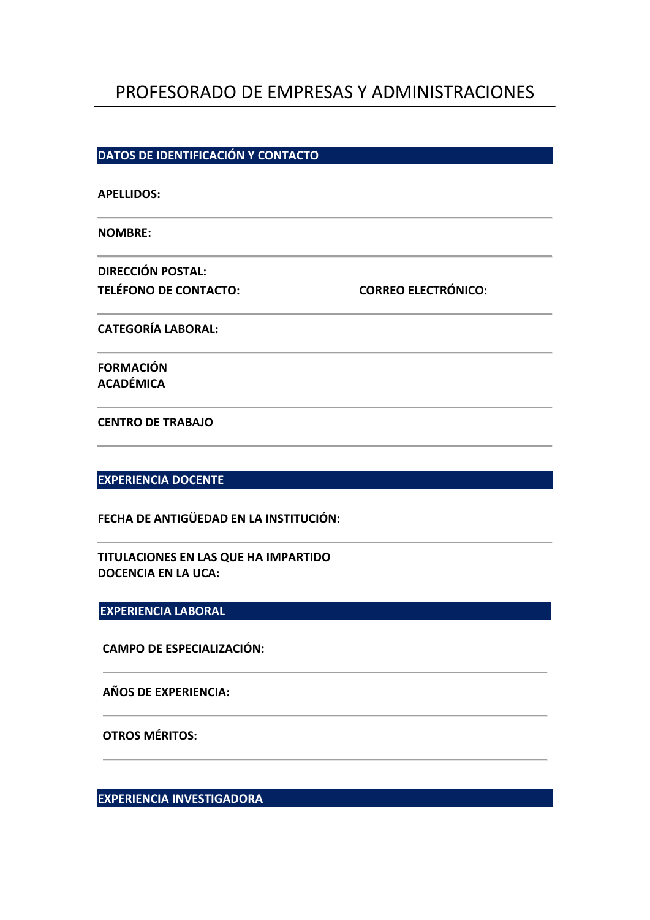# PROFESORADO DE EMPRESAS Y ADMINISTRACIONES

## DATOS DE IDENTIFICACIÓN Y CONTACTO

**APELLIDOS:**

**NOMBRE:**

**DIRECCIÓN POSTAL:**

**TELÉFONO DE CONTACTO:**

**CORREO ELECTRÓNICO:**

**CATEGORÍA LABORAL:**

**FORMACIÓN ACADÉMICA**

**CENTRO DE TRABAJO**

## EXPERIENCIA DOCENTE

**FECHA DE ANTIGÜEDAD EN LA INSTITUCIÓN:**

**TITULACIONES EN LAS QUE HA IMPARTIDO DOCENCIA EN LA UCA:**

## EXPERIENCIA LABORAL

**CAMPO DE ESPECIALIZACIÓN:**

**AÑOS DE EXPERIENCIA:**

**OTROS MÉRITOS:**

## EXPERIENCIA INVESTIGADORA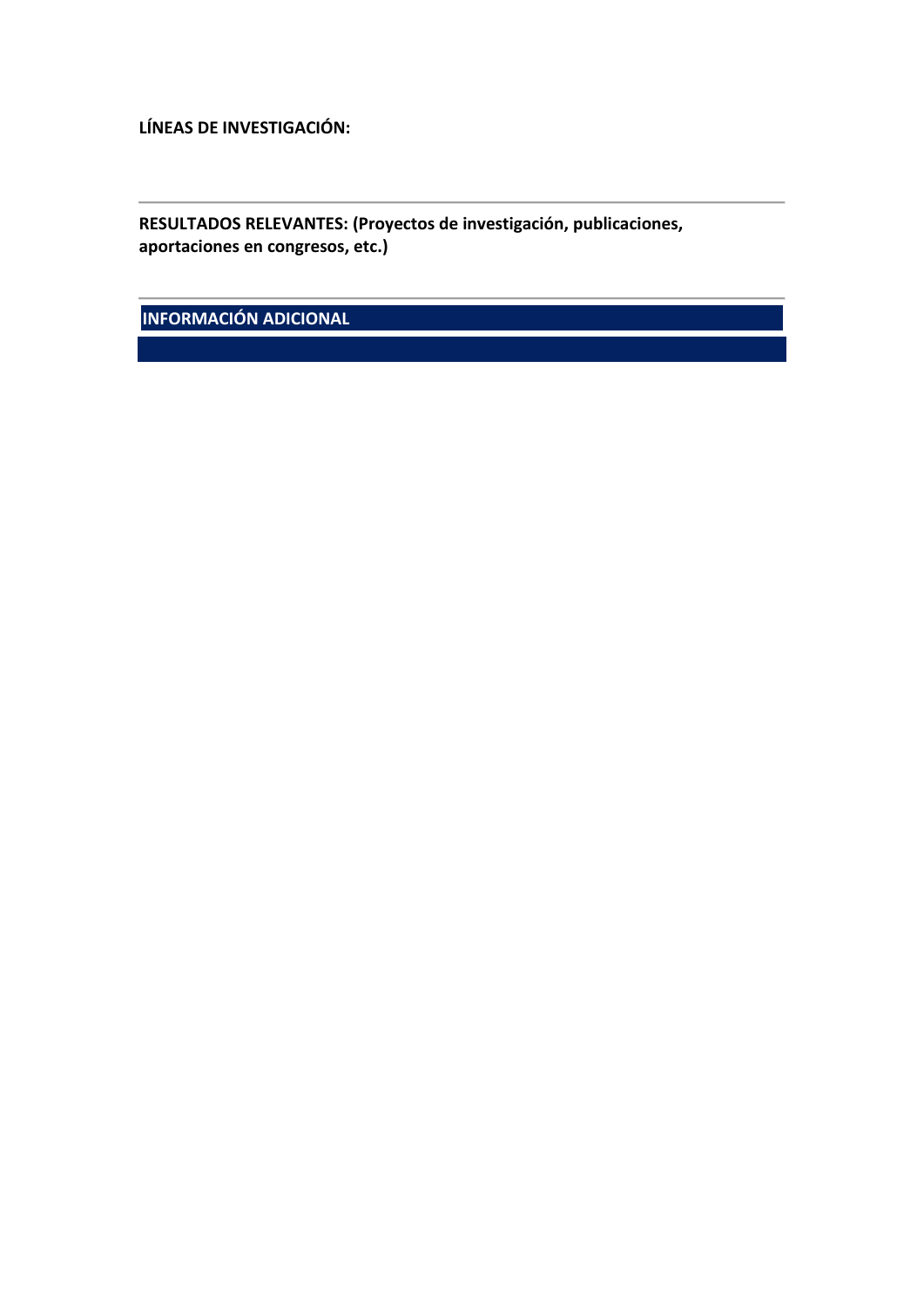**LÍNEAS DE INVESTIGACIÓN:**

---

**RESULTADOS RELEVANTES: (Proyectos de investigación, publicaciones, aportaciones en congresos, etc.)**

---

## INFORMACIÓN ADICIONAL